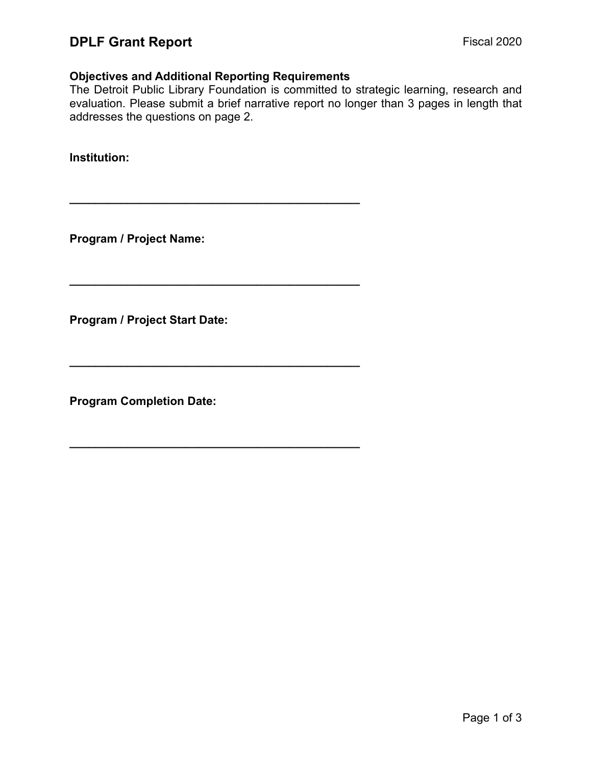# DPLF Grant Report

Fiscal 2020

**Objectives and Additional Reporting Requirements**

The Detroit Public Library Foundation is committed to strategic learning, research and evaluation. Please submit a brief narrative report no longer than 3 pages in length that addresses the questions on page 2.

**Institution:**

______________________________________________

**Program / Project Name:**

______________________________________________

**Program / Project Start Date:**

______________________________________________

**Program Completion Date:**

______________________________________________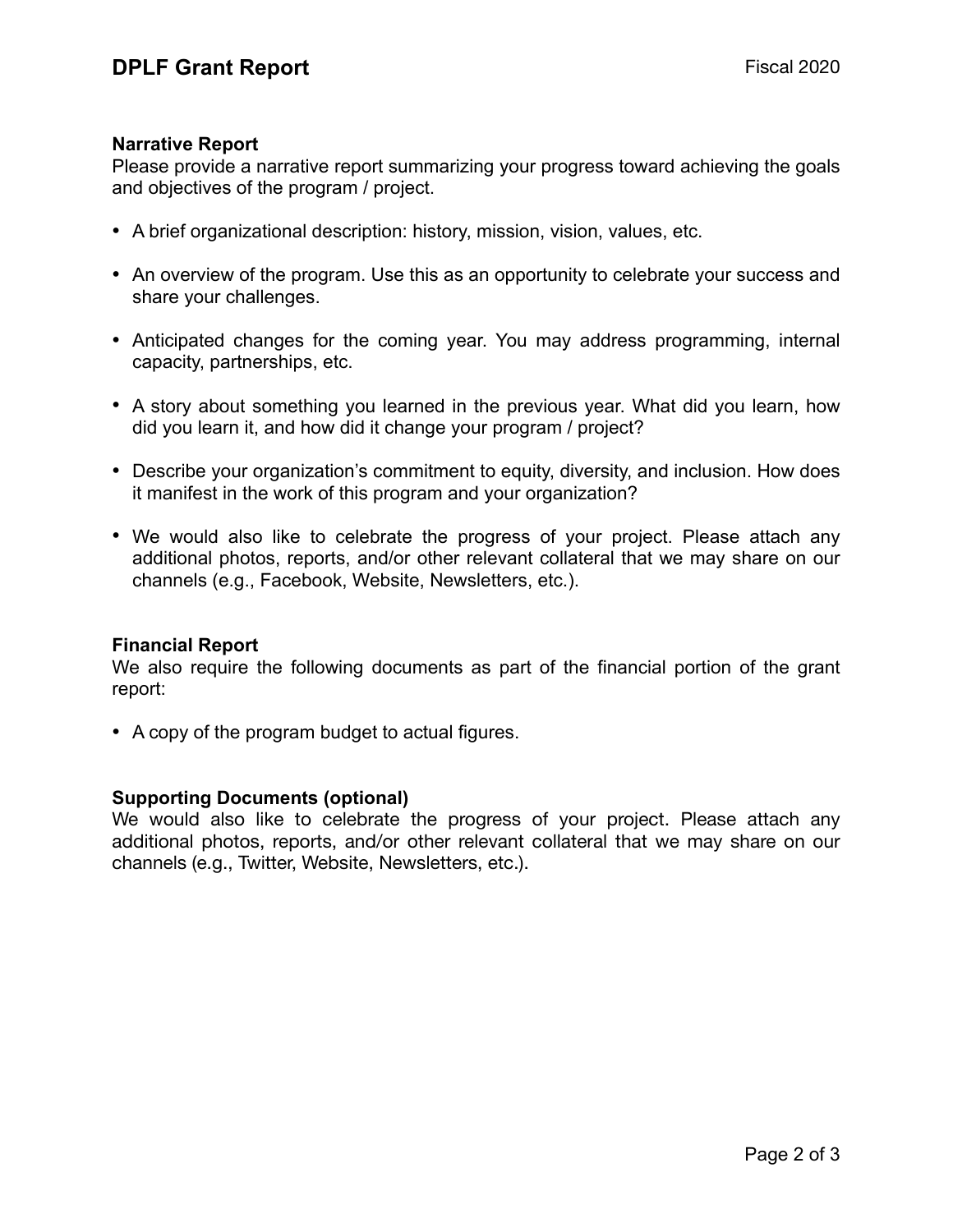## Narrative Report

Please provide a narrative report summarizing your progress toward achieving the goals and objectives of the program / project.

- A brief organizational description: history, mission, vision, values, etc.
- An overview of the program. Use this as an opportunity to celebrate your success and share your challenges.
- Anticipated changes for the coming year. You may address programming, internal capacity, partnerships, etc.
- A story about something you learned in the previous year. What did you learn, how did you learn it, and how did it change your program / project?
- Describe your organization's commitment to equity, diversity, and inclusion. How does it manifest in the work of this program and your organization?
- We would also like to celebrate the progress of your project. Please attach any additional photos, reports, and/or other relevant collateral that we may share on our channels (e.g., Facebook, Website, Newsletters, etc.).

## Financial Report

We also require the following documents as part of the financial portion of the grant report:

- A copy of the program budget to actual figures.

## Supporting Documents (optional)

We would also like to celebrate the progress of your project. Please attach any additional photos, reports, and/or other relevant collateral that we may share on our channels (e.g., Twitter, Website, Newsletters, etc.).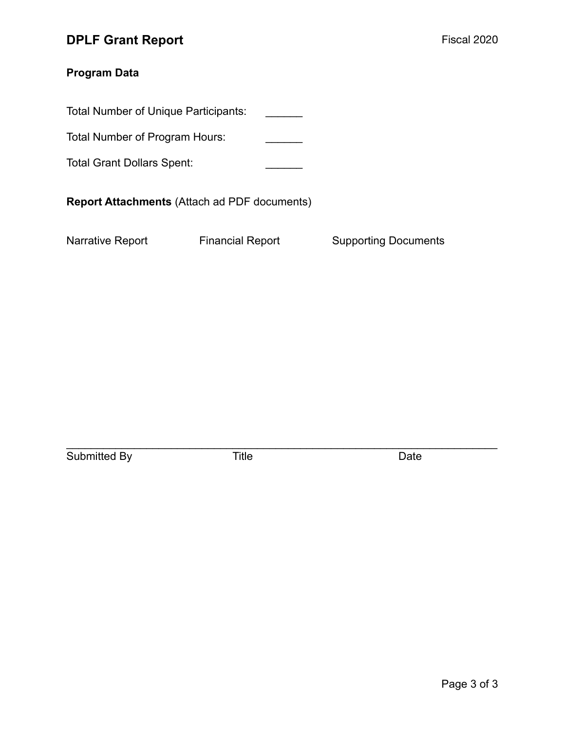# DPLF Grant Report

Fiscal 2020

**Program Data**

Total Number of Unique Participants: ______

Total Number of Program Hours: ______

Total Grant Dollars Spent: ______

**Report Attachments** (Attach ad PDF documents)

Narrative Report Financial Report Supporting Documents

_______________________________________________________________________

Submitted By Title Date